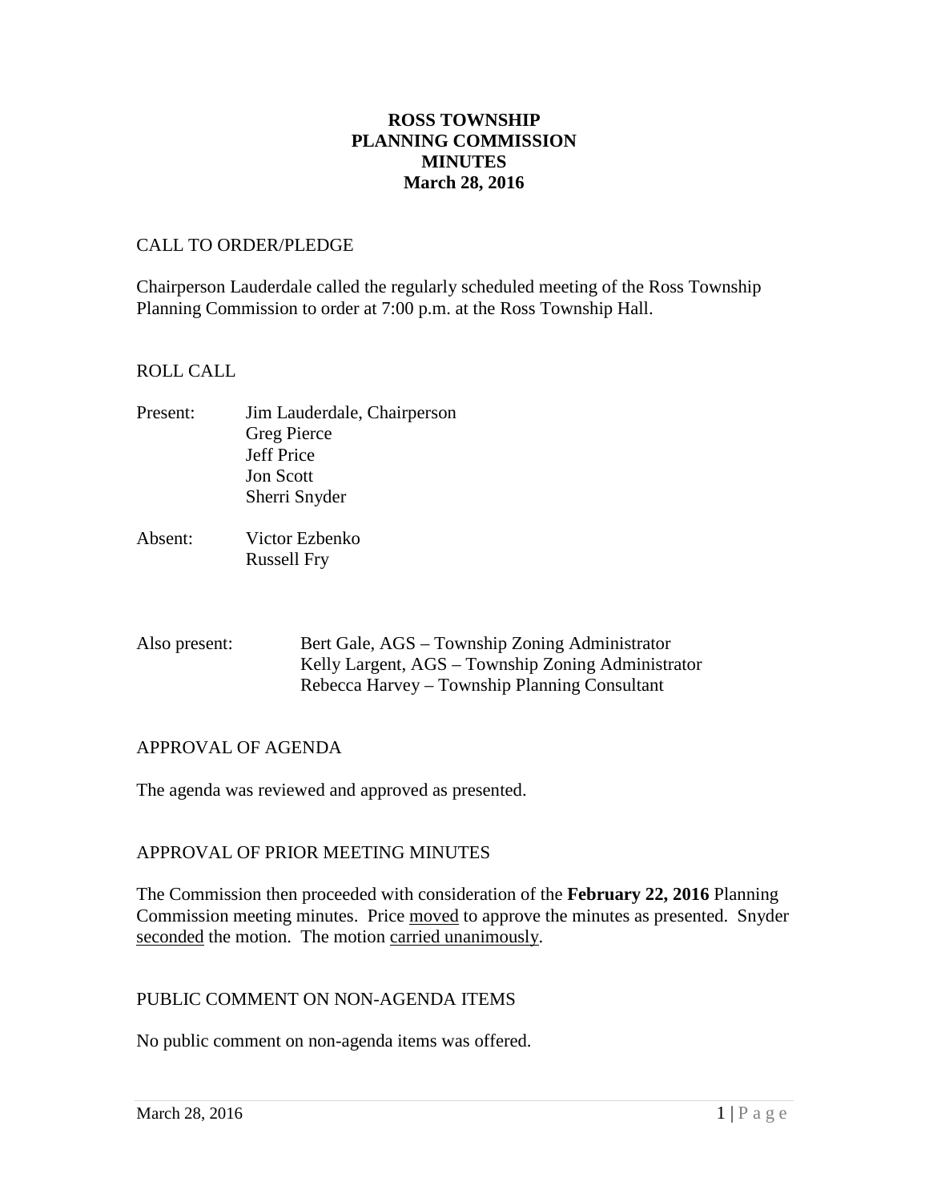# ROSS TOWNSHIP
# PLANNING COMMISSION
# MINUTES
# March 28, 2016

CALL TO ORDER/PLEDGE

Chairperson Lauderdale called the regularly scheduled meeting of the Ross Township Planning Commission to order at 7:00 p.m. at the Ross Township Hall.

ROLL CALL

Present: Jim Lauderdale, Chairperson
Greg Pierce
Jeff Price
Jon Scott
Sherri Snyder

Absent: Victor Ezbenko
Russell Fry

Also present: Bert Gale, AGS – Township Zoning Administrator
Kelly Largent, AGS – Township Zoning Administrator
Rebecca Harvey – Township Planning Consultant

APPROVAL OF AGENDA

The agenda was reviewed and approved as presented.

APPROVAL OF PRIOR MEETING MINUTES

The Commission then proceeded with consideration of the **February 22, 2016** Planning Commission meeting minutes. Price moved to approve the minutes as presented. Snyder seconded the motion. The motion carried unanimously.

PUBLIC COMMENT ON NON-AGENDA ITEMS

No public comment on non-agenda items was offered.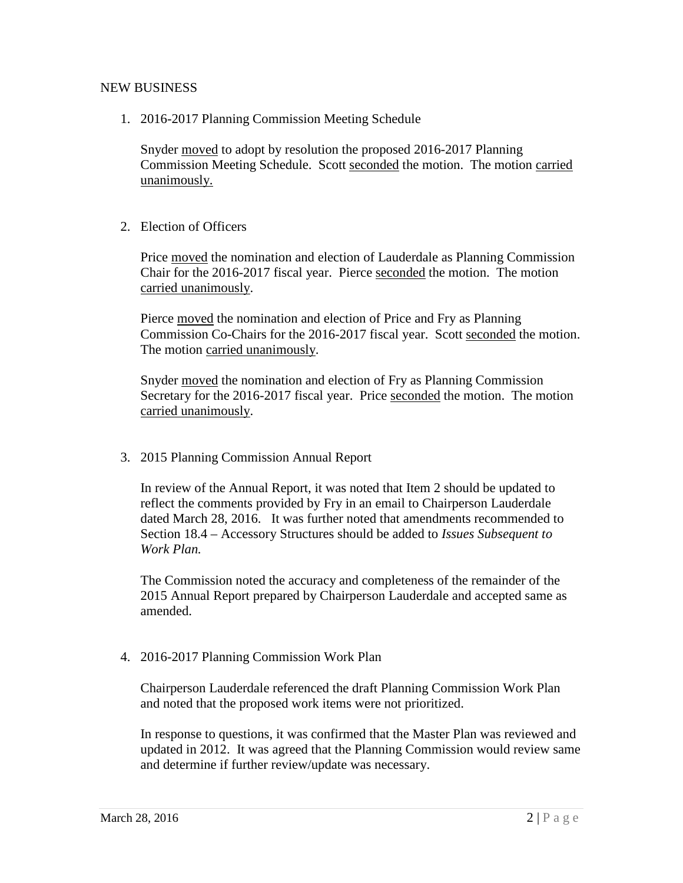NEW BUSINESS

1. 2016-2017 Planning Commission Meeting Schedule

   Snyder moved to adopt by resolution the proposed 2016-2017 Planning Commission Meeting Schedule. Scott seconded the motion. The motion carried unanimously.

2. Election of Officers

   Price moved the nomination and election of Lauderdale as Planning Commission Chair for the 2016-2017 fiscal year. Pierce seconded the motion. The motion carried unanimously.

   Pierce moved the nomination and election of Price and Fry as Planning Commission Co-Chairs for the 2016-2017 fiscal year. Scott seconded the motion. The motion carried unanimously.

   Snyder moved the nomination and election of Fry as Planning Commission Secretary for the 2016-2017 fiscal year. Price seconded the motion. The motion carried unanimously.

3. 2015 Planning Commission Annual Report

   In review of the Annual Report, it was noted that Item 2 should be updated to reflect the comments provided by Fry in an email to Chairperson Lauderdale dated March 28, 2016. It was further noted that amendments recommended to Section 18.4 – Accessory Structures should be added to *Issues Subsequent to Work Plan.*

   The Commission noted the accuracy and completeness of the remainder of the 2015 Annual Report prepared by Chairperson Lauderdale and accepted same as amended.

4. 2016-2017 Planning Commission Work Plan

   Chairperson Lauderdale referenced the draft Planning Commission Work Plan and noted that the proposed work items were not prioritized.

   In response to questions, it was confirmed that the Master Plan was reviewed and updated in 2012. It was agreed that the Planning Commission would review same and determine if further review/update was necessary.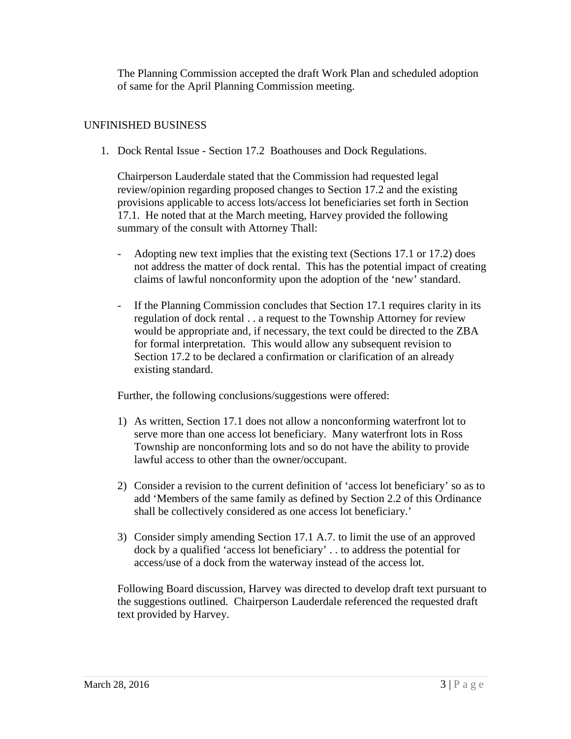The Planning Commission accepted the draft Work Plan and scheduled adoption of same for the April Planning Commission meeting.

UNFINISHED BUSINESS

1. Dock Rental Issue - Section 17.2 Boathouses and Dock Regulations.

   Chairperson Lauderdale stated that the Commission had requested legal review/opinion regarding proposed changes to Section 17.2 and the existing provisions applicable to access lots/access lot beneficiaries set forth in Section 17.1. He noted that at the March meeting, Harvey provided the following summary of the consult with Attorney Thall:

   - Adopting new text implies that the existing text (Sections 17.1 or 17.2) does not address the matter of dock rental. This has the potential impact of creating claims of lawful nonconformity upon the adoption of the 'new' standard.

   - If the Planning Commission concludes that Section 17.1 requires clarity in its regulation of dock rental . . a request to the Township Attorney for review would be appropriate and, if necessary, the text could be directed to the ZBA for formal interpretation. This would allow any subsequent revision to Section 17.2 to be declared a confirmation or clarification of an already existing standard.

   Further, the following conclusions/suggestions were offered:

   1) As written, Section 17.1 does not allow a nonconforming waterfront lot to serve more than one access lot beneficiary. Many waterfront lots in Ross Township are nonconforming lots and so do not have the ability to provide lawful access to other than the owner/occupant.

   2) Consider a revision to the current definition of 'access lot beneficiary' so as to add 'Members of the same family as defined by Section 2.2 of this Ordinance shall be collectively considered as one access lot beneficiary.'

   3) Consider simply amending Section 17.1 A.7. to limit the use of an approved dock by a qualified 'access lot beneficiary' . . to address the potential for access/use of a dock from the waterway instead of the access lot.

   Following Board discussion, Harvey was directed to develop draft text pursuant to the suggestions outlined. Chairperson Lauderdale referenced the requested draft text provided by Harvey.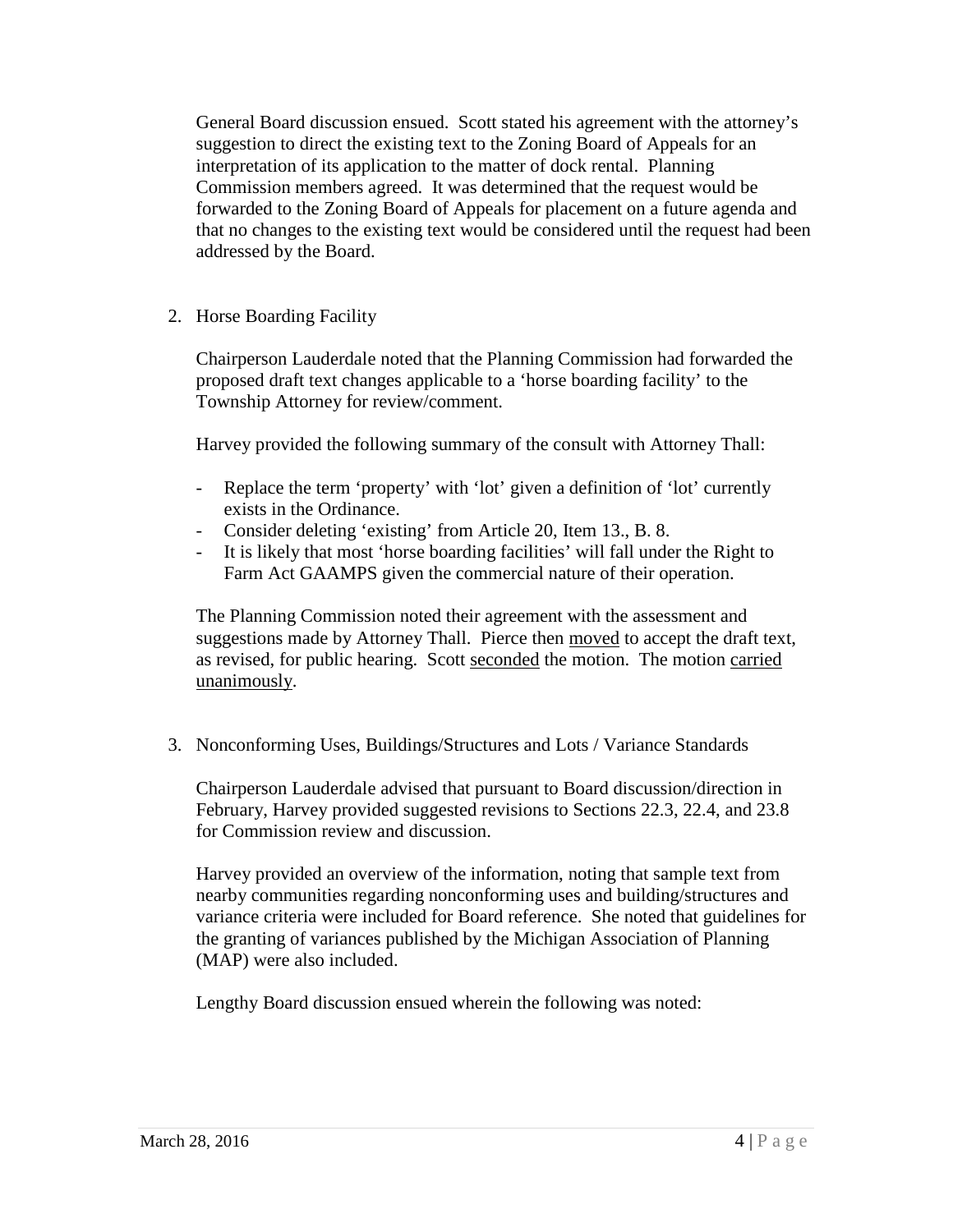General Board discussion ensued. Scott stated his agreement with the attorney's suggestion to direct the existing text to the Zoning Board of Appeals for an interpretation of its application to the matter of dock rental. Planning Commission members agreed. It was determined that the request would be forwarded to the Zoning Board of Appeals for placement on a future agenda and that no changes to the existing text would be considered until the request had been addressed by the Board.

2. Horse Boarding Facility

   Chairperson Lauderdale noted that the Planning Commission had forwarded the proposed draft text changes applicable to a 'horse boarding facility' to the Township Attorney for review/comment.

   Harvey provided the following summary of the consult with Attorney Thall:

   - Replace the term 'property' with 'lot' given a definition of 'lot' currently exists in the Ordinance.
   - Consider deleting 'existing' from Article 20, Item 13., B. 8.
   - It is likely that most 'horse boarding facilities' will fall under the Right to Farm Act GAAMPS given the commercial nature of their operation.

   The Planning Commission noted their agreement with the assessment and suggestions made by Attorney Thall. Pierce then <u>moved</u> to accept the draft text, as revised, for public hearing. Scott <u>seconded</u> the motion. The motion <u>carried unanimously</u>.

3. Nonconforming Uses, Buildings/Structures and Lots / Variance Standards

   Chairperson Lauderdale advised that pursuant to Board discussion/direction in February, Harvey provided suggested revisions to Sections 22.3, 22.4, and 23.8 for Commission review and discussion.

   Harvey provided an overview of the information, noting that sample text from nearby communities regarding nonconforming uses and building/structures and variance criteria were included for Board reference. She noted that guidelines for the granting of variances published by the Michigan Association of Planning (MAP) were also included.

   Lengthy Board discussion ensued wherein the following was noted: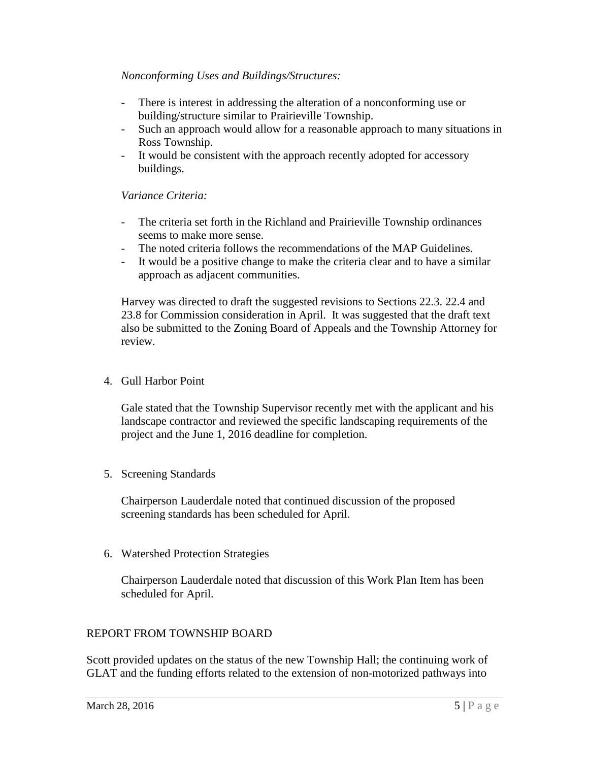*Nonconforming Uses and Buildings/Structures:*

- There is interest in addressing the alteration of a nonconforming use or building/structure similar to Prairieville Township.
- Such an approach would allow for a reasonable approach to many situations in Ross Township.
- It would be consistent with the approach recently adopted for accessory buildings.

*Variance Criteria:*

- The criteria set forth in the Richland and Prairieville Township ordinances seems to make more sense.
- The noted criteria follows the recommendations of the MAP Guidelines.
- It would be a positive change to make the criteria clear and to have a similar approach as adjacent communities.

Harvey was directed to draft the suggested revisions to Sections 22.3. 22.4 and 23.8 for Commission consideration in April. It was suggested that the draft text also be submitted to the Zoning Board of Appeals and the Township Attorney for review.

4. Gull Harbor Point

   Gale stated that the Township Supervisor recently met with the applicant and his landscape contractor and reviewed the specific landscaping requirements of the project and the June 1, 2016 deadline for completion.

5. Screening Standards

   Chairperson Lauderdale noted that continued discussion of the proposed screening standards has been scheduled for April.

6. Watershed Protection Strategies

   Chairperson Lauderdale noted that discussion of this Work Plan Item has been scheduled for April.

REPORT FROM TOWNSHIP BOARD

Scott provided updates on the status of the new Township Hall; the continuing work of GLAT and the funding efforts related to the extension of non-motorized pathways into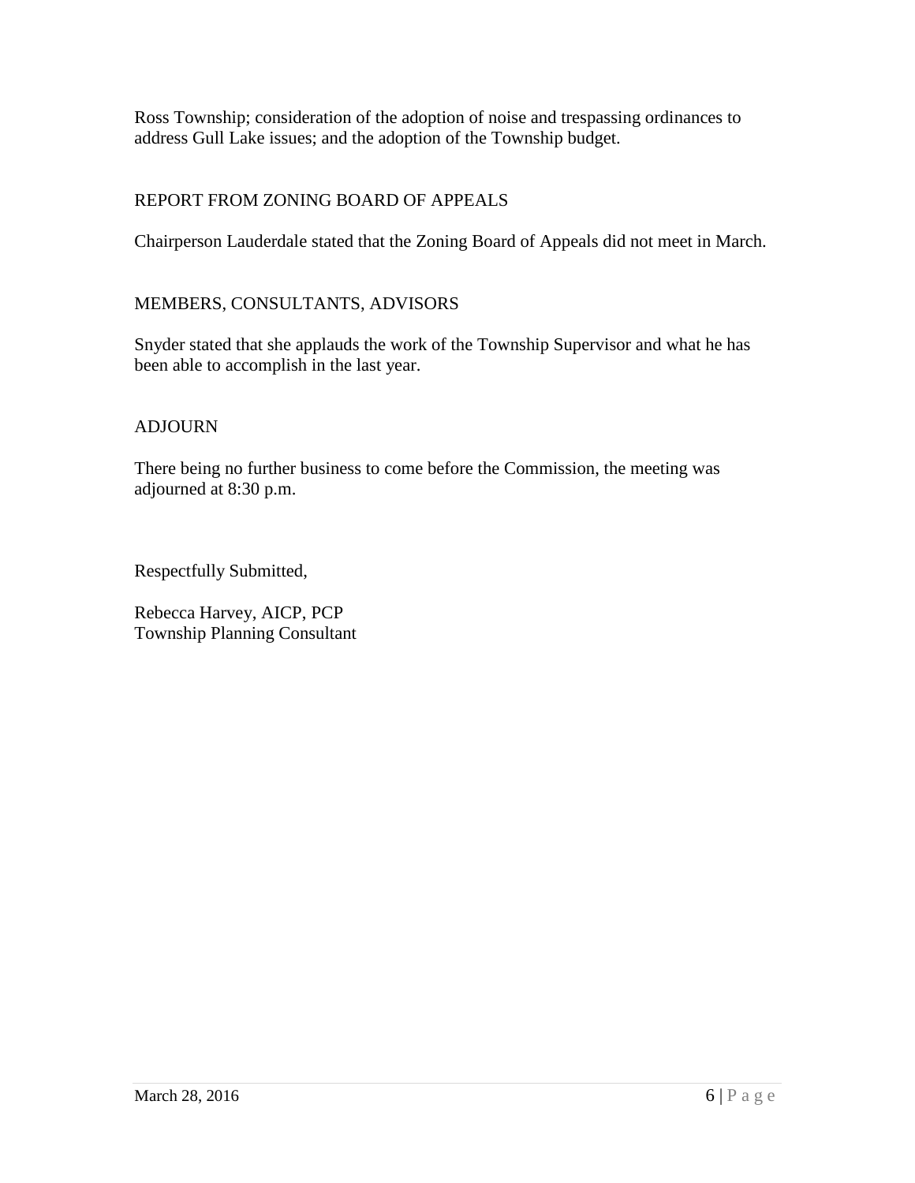Ross Township; consideration of the adoption of noise and trespassing ordinances to address Gull Lake issues; and the adoption of the Township budget.

## REPORT FROM ZONING BOARD OF APPEALS

Chairperson Lauderdale stated that the Zoning Board of Appeals did not meet in March.

## MEMBERS, CONSULTANTS, ADVISORS

Snyder stated that she applauds the work of the Township Supervisor and what he has been able to accomplish in the last year.

## ADJOURN

There being no further business to come before the Commission, the meeting was adjourned at 8:30 p.m.

Respectfully Submitted,

Rebecca Harvey, AICP, PCP
Township Planning Consultant